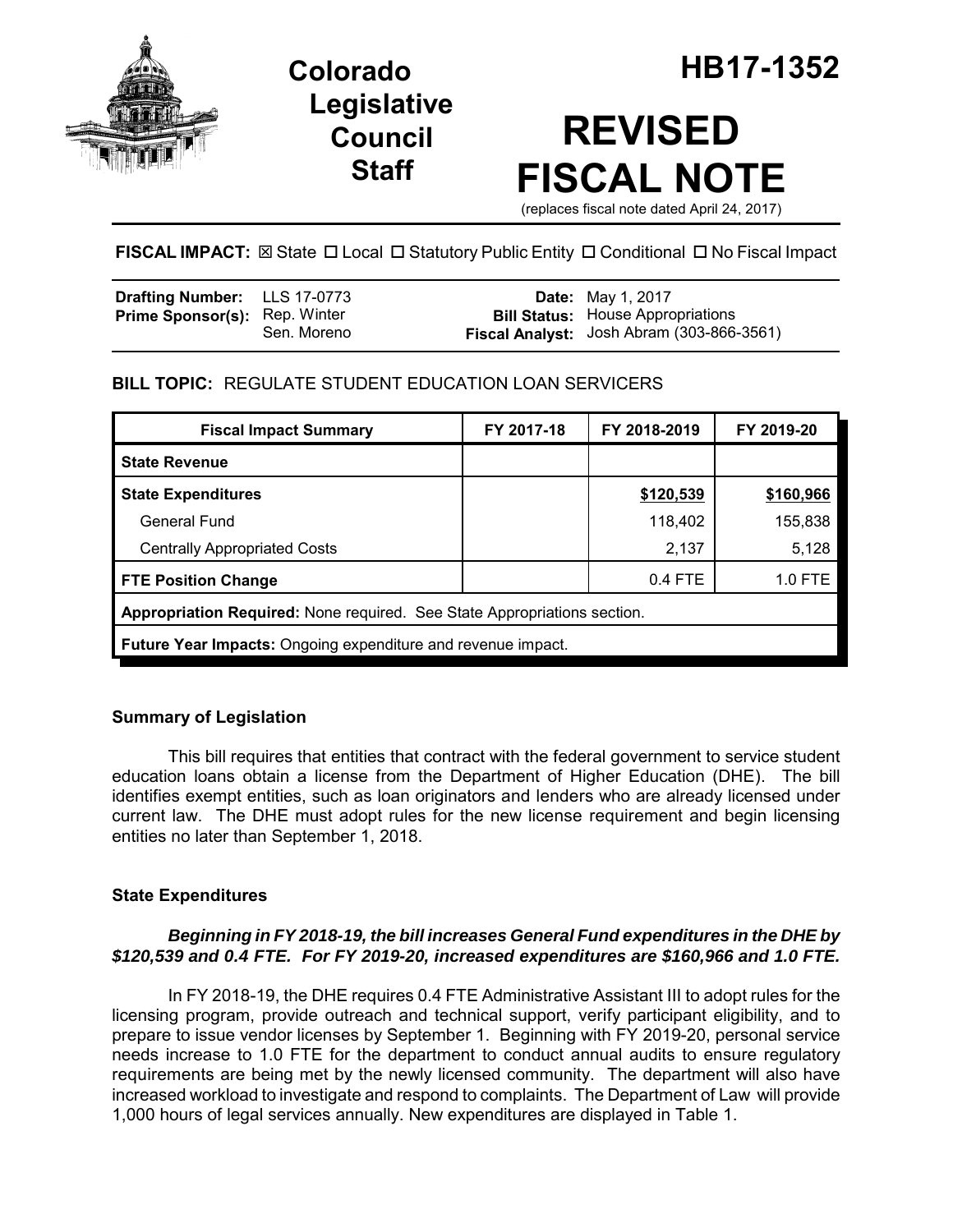# Colorado Legislative Council Staff

# HB17-1352

# REVISED FISCAL NOTE

(replaces fiscal note dated April 24, 2017)

**FISCAL IMPACT:** ☒ State ☐ Local ☐ Statutory Public Entity ☐ Conditional ☐ No Fiscal Impact

| | | | |
|---|---|---|---|
| **Drafting Number:** | LLS 17-0773 | **Date:** | May 1, 2017 |
| **Prime Sponsor(s):** | Rep. Winter<br>Sen. Moreno | **Bill Status:** | House Appropriations |
| | | **Fiscal Analyst:** | Josh Abram (303-866-3561) |

**BILL TOPIC:** REGULATE STUDENT EDUCATION LOAN SERVICERS

| Fiscal Impact Summary | FY 2017-18 | FY 2018-2019 | FY 2019-20 |
|---|---|---|---|
| **State Revenue** | | | |
| **State Expenditures** | | **$120,539** | **$160,966** |
| General Fund | | 118,402 | 155,838 |
| Centrally Appropriated Costs | | 2,137 | 5,128 |
| **FTE Position Change** | | 0.4 FTE | 1.0 FTE |
| **Appropriation Required:** None required. See State Appropriations section. | | | |
| **Future Year Impacts:** Ongoing expenditure and revenue impact. | | | |

### Summary of Legislation

This bill requires that entities that contract with the federal government to service student education loans obtain a license from the Department of Higher Education (DHE). The bill identifies exempt entities, such as loan originators and lenders who are already licensed under current law. The DHE must adopt rules for the new license requirement and begin licensing entities no later than September 1, 2018.

### State Expenditures

***Beginning in FY 2018-19, the bill increases General Fund expenditures in the DHE by $120,539 and 0.4 FTE. For FY 2019-20, increased expenditures are $160,966 and 1.0 FTE.***

In FY 2018-19, the DHE requires 0.4 FTE Administrative Assistant III to adopt rules for the licensing program, provide outreach and technical support, verify participant eligibility, and to prepare to issue vendor licenses by September 1. Beginning with FY 2019-20, personal service needs increase to 1.0 FTE for the department to conduct annual audits to ensure regulatory requirements are being met by the newly licensed community. The department will also have increased workload to investigate and respond to complaints. The Department of Law will provide 1,000 hours of legal services annually. New expenditures are displayed in Table 1.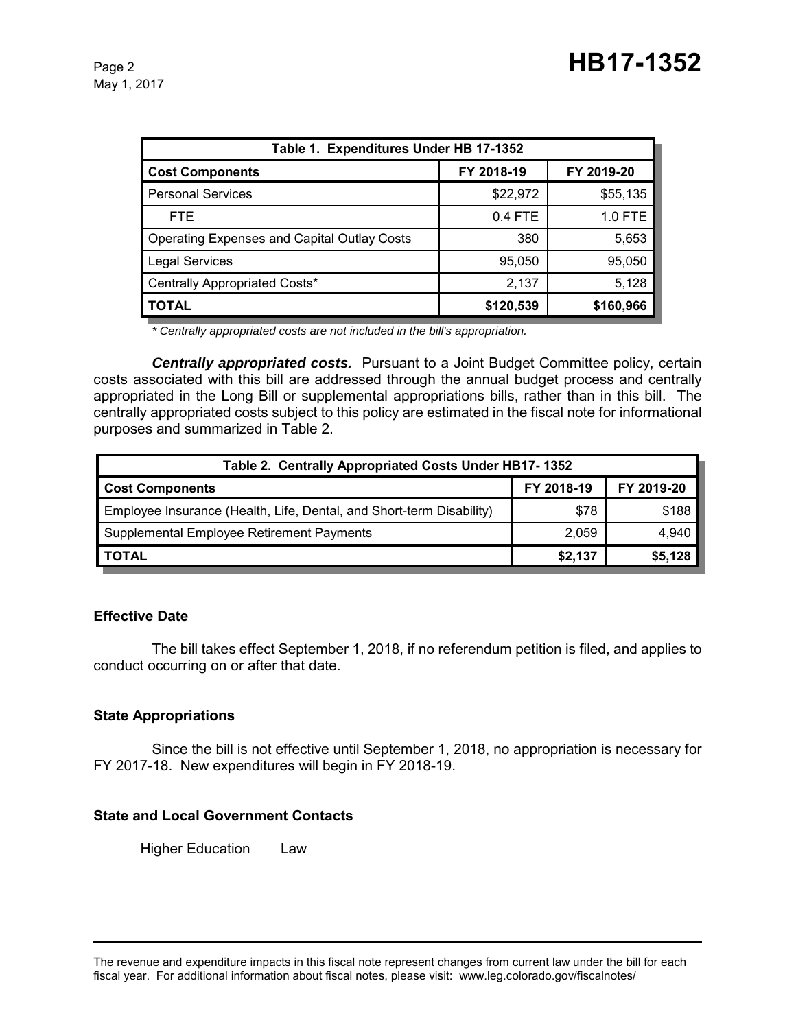| Table 1. Expenditures Under HB 17-1352 | | |
|---|---|---|
| **Cost Components** | **FY 2018-19** | **FY 2019-20** |
| Personal Services | $22,972 | $55,135 |
| FTE | 0.4 FTE | 1.0 FTE |
| Operating Expenses and Capital Outlay Costs | 380 | 5,653 |
| Legal Services | 95,050 | 95,050 |
| Centrally Appropriated Costs* | 2,137 | 5,128 |
| **TOTAL** | **$120,539** | **$160,966** |

*\* Centrally appropriated costs are not included in the bill's appropriation.*

***Centrally appropriated costs.*** Pursuant to a Joint Budget Committee policy, certain costs associated with this bill are addressed through the annual budget process and centrally appropriated in the Long Bill or supplemental appropriations bills, rather than in this bill. The centrally appropriated costs subject to this policy are estimated in the fiscal note for informational purposes and summarized in Table 2.

| Table 2. Centrally Appropriated Costs Under HB17- 1352 | | |
|---|---|---|
| **Cost Components** | **FY 2018-19** | **FY 2019-20** |
| Employee Insurance (Health, Life, Dental, and Short-term Disability) | $78 | $188 |
| Supplemental Employee Retirement Payments | 2,059 | 4,940 |
| **TOTAL** | **$2,137** | **$5,128** |

### Effective Date

The bill takes effect September 1, 2018, if no referendum petition is filed, and applies to conduct occurring on or after that date.

### State Appropriations

Since the bill is not effective until September 1, 2018, no appropriation is necessary for FY 2017-18. New expenditures will begin in FY 2018-19.

### State and Local Government Contacts

Higher Education Law

The revenue and expenditure impacts in this fiscal note represent changes from current law under the bill for each fiscal year. For additional information about fiscal notes, please visit: www.leg.colorado.gov/fiscalnotes/